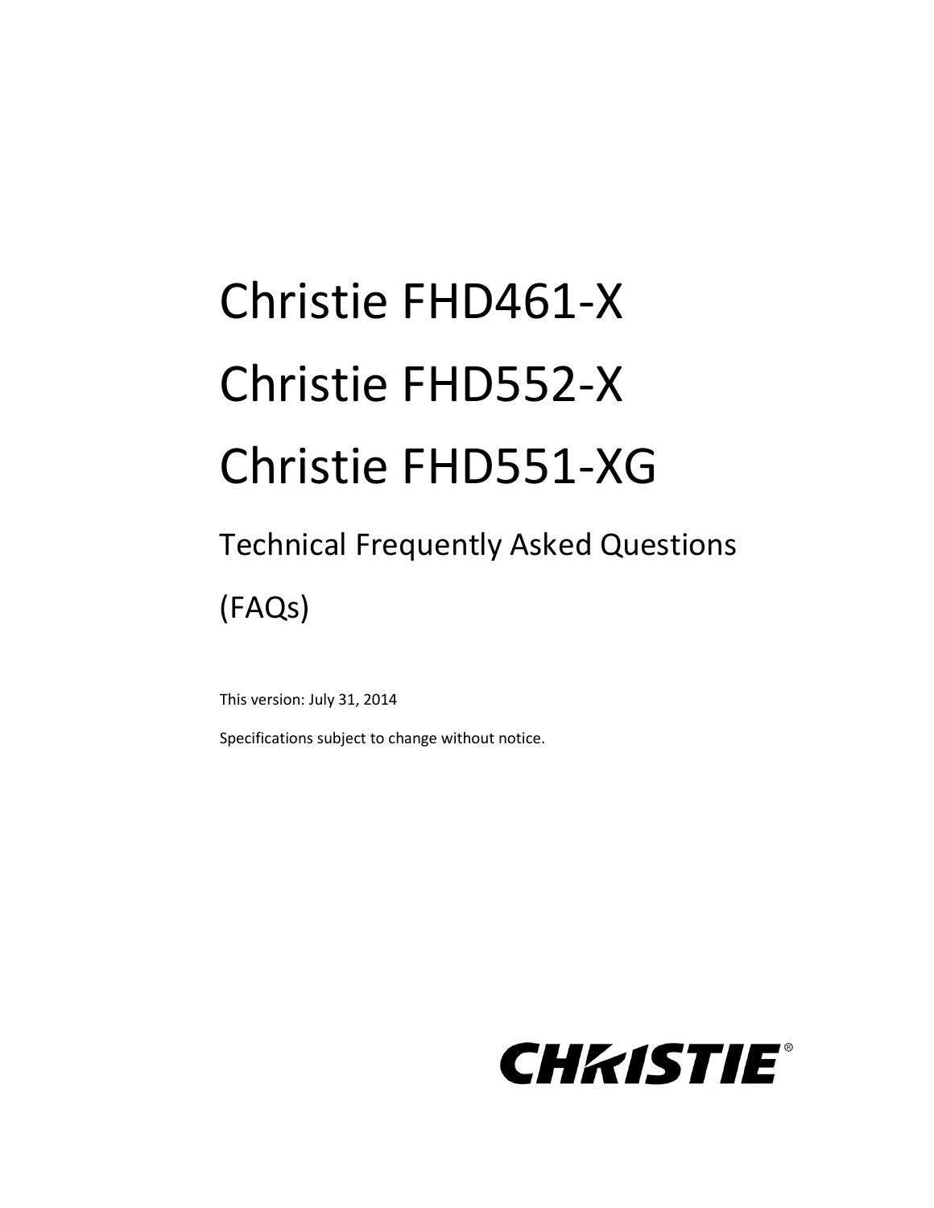# Christie FHD461-X

# Christie FHD552-X

# Christie FHD551-XG

## Technical Frequently Asked Questions (FAQs)

This version: July 31, 2014

Specifications subject to change without notice.

CHRISTIE®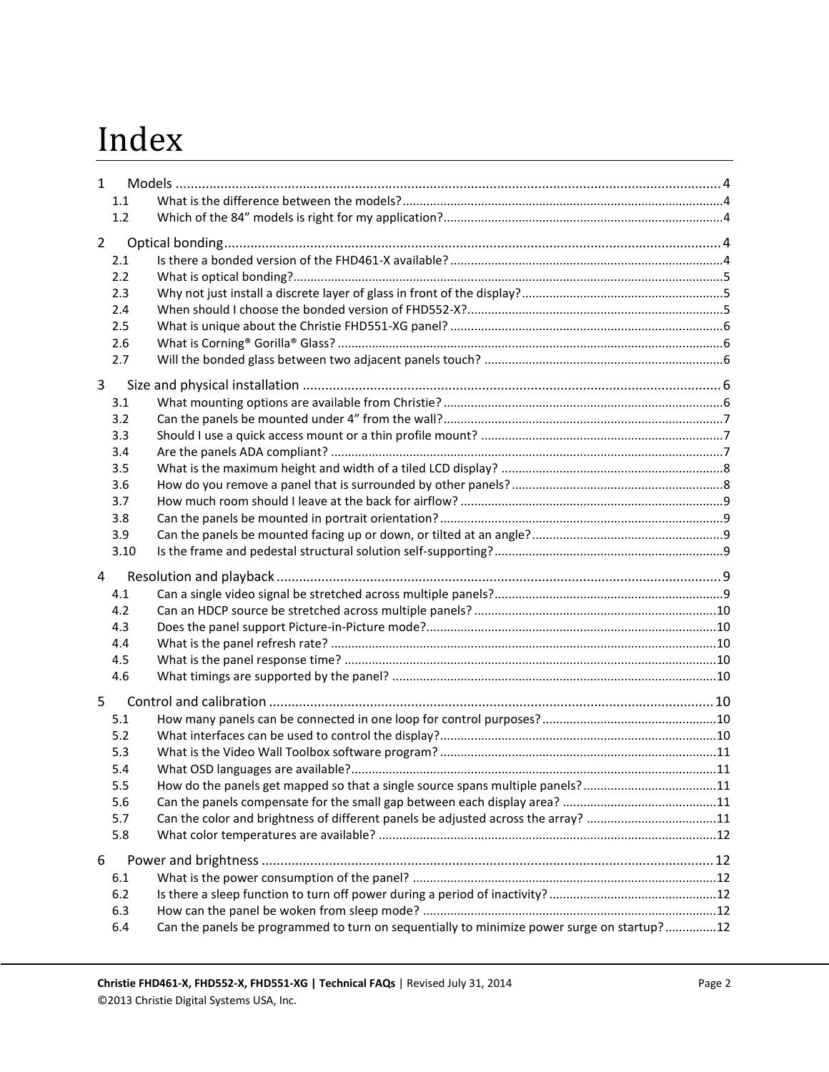# Index

1 Models ..... 4
- 1.1 What is the difference between the models? ..... 4
- 1.2 Which of the 84” models is right for my application? ..... 4

2 Optical bonding ..... 4
- 2.1 Is there a bonded version of the FHD461-X available? ..... 4
- 2.2 What is optical bonding? ..... 5
- 2.3 Why not just install a discrete layer of glass in front of the display? ..... 5
- 2.4 When should I choose the bonded version of FHD552-X? ..... 5
- 2.5 What is unique about the Christie FHD551-XG panel? ..... 6
- 2.6 What is Corning® Gorilla® Glass? ..... 6
- 2.7 Will the bonded glass between two adjacent panels touch? ..... 6

3 Size and physical installation ..... 6
- 3.1 What mounting options are available from Christie? ..... 6
- 3.2 Can the panels be mounted under 4” from the wall? ..... 7
- 3.3 Should I use a quick access mount or a thin profile mount? ..... 7
- 3.4 Are the panels ADA compliant? ..... 7
- 3.5 What is the maximum height and width of a tiled LCD display? ..... 8
- 3.6 How do you remove a panel that is surrounded by other panels? ..... 8
- 3.7 How much room should I leave at the back for airflow? ..... 9
- 3.8 Can the panels be mounted in portrait orientation? ..... 9
- 3.9 Can the panels be mounted facing up or down, or tilted at an angle? ..... 9
- 3.10 Is the frame and pedestal structural solution self-supporting? ..... 9

4 Resolution and playback ..... 9
- 4.1 Can a single video signal be stretched across multiple panels? ..... 9
- 4.2 Can an HDCP source be stretched across multiple panels? ..... 10
- 4.3 Does the panel support Picture-in-Picture mode? ..... 10
- 4.4 What is the panel refresh rate? ..... 10
- 4.5 What is the panel response time? ..... 10
- 4.6 What timings are supported by the panel? ..... 10

5 Control and calibration ..... 10
- 5.1 How many panels can be connected in one loop for control purposes? ..... 10
- 5.2 What interfaces can be used to control the display? ..... 10
- 5.3 What is the Video Wall Toolbox software program? ..... 11
- 5.4 What OSD languages are available? ..... 11
- 5.5 How do the panels get mapped so that a single source spans multiple panels? ..... 11
- 5.6 Can the panels compensate for the small gap between each display area? ..... 11
- 5.7 Can the color and brightness of different panels be adjusted across the array? ..... 11
- 5.8 What color temperatures are available? ..... 12

6 Power and brightness ..... 12
- 6.1 What is the power consumption of the panel? ..... 12
- 6.2 Is there a sleep function to turn off power during a period of inactivity? ..... 12
- 6.3 How can the panel be woken from sleep mode? ..... 12
- 6.4 Can the panels be programmed to turn on sequentially to minimize power surge on startup? ..... 12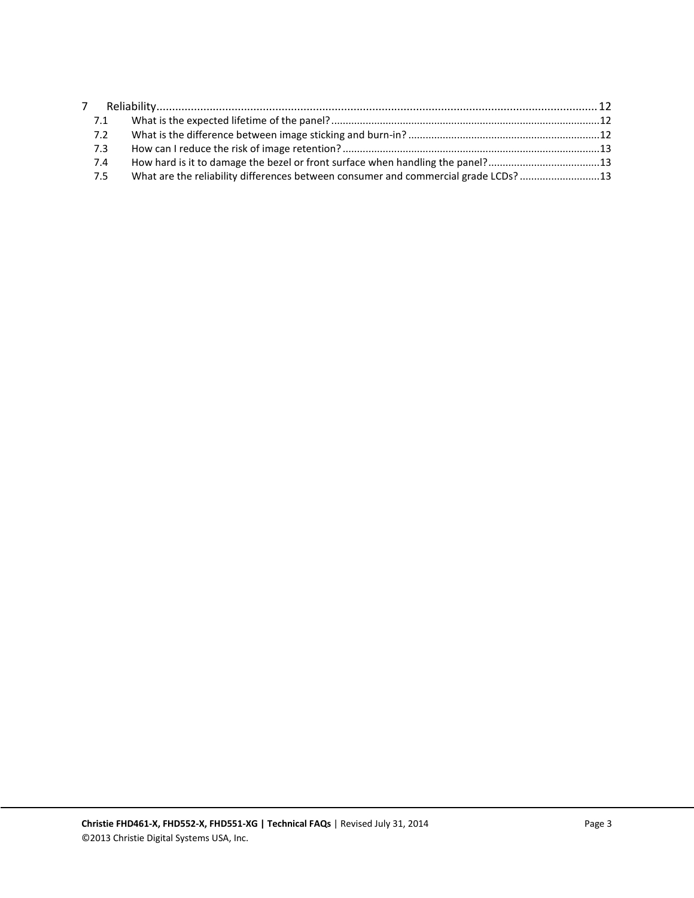7 Reliability ............................................................ 12

- 7.1 What is the expected lifetime of the panel? ............................................................ 12
- 7.2 What is the difference between image sticking and burn-in? ............................................................ 12
- 7.3 How can I reduce the risk of image retention? ............................................................ 13
- 7.4 How hard is it to damage the bezel or front surface when handling the panel? ............................................................ 13
- 7.5 What are the reliability differences between consumer and commercial grade LCDs? ............................................................ 13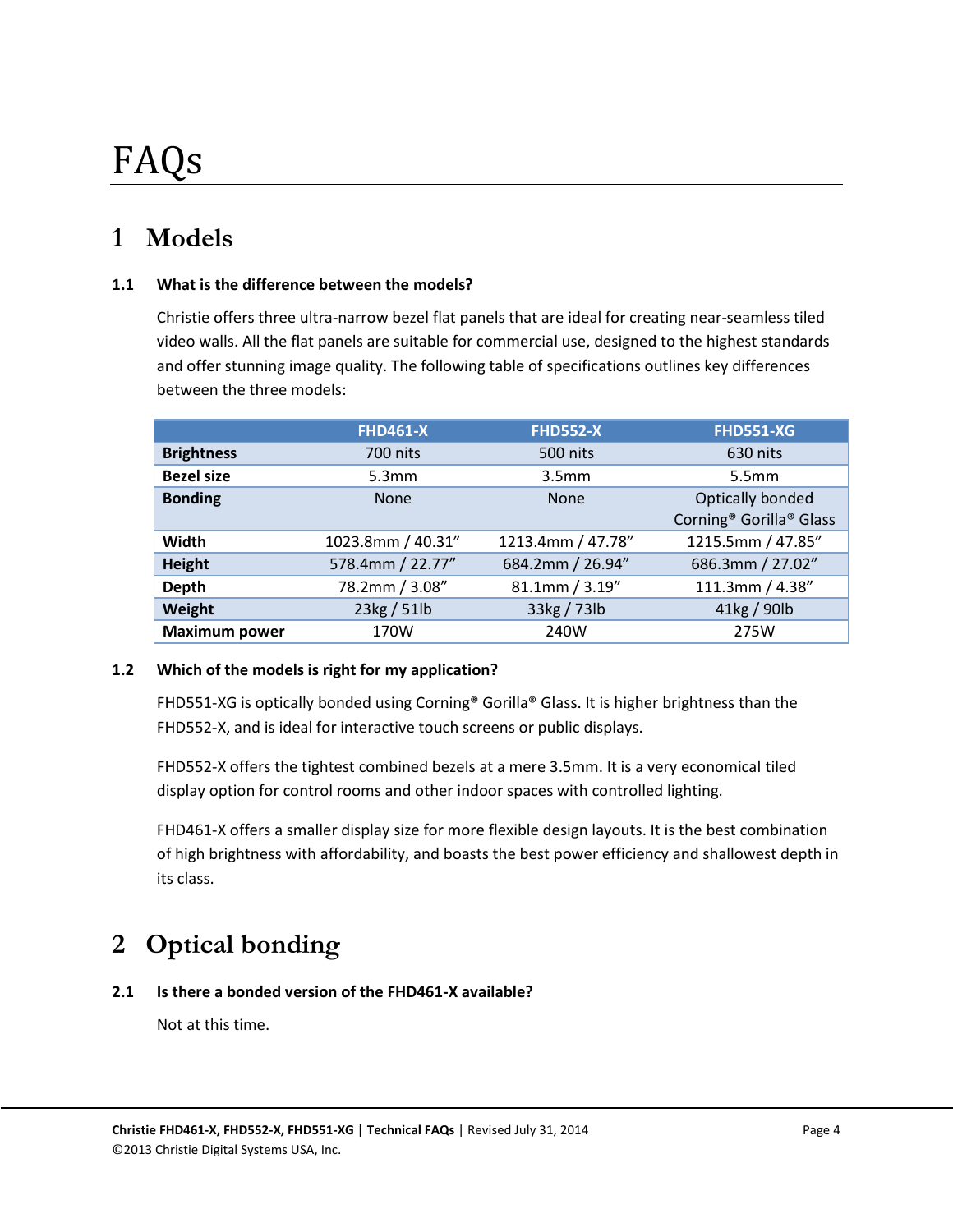# FAQs

## 1 Models

### 1.1 What is the difference between the models?

Christie offers three ultra-narrow bezel flat panels that are ideal for creating near-seamless tiled video walls. All the flat panels are suitable for commercial use, designed to the highest standards and offer stunning image quality. The following table of specifications outlines key differences between the three models:

| | FHD461-X | FHD552-X | FHD551-XG |
|---|---|---|---|
| **Brightness** | 700 nits | 500 nits | 630 nits |
| **Bezel size** | 5.3mm | 3.5mm | 5.5mm |
| **Bonding** | None | None | Optically bonded Corning® Gorilla® Glass |
| **Width** | 1023.8mm / 40.31” | 1213.4mm / 47.78” | 1215.5mm / 47.85” |
| **Height** | 578.4mm / 22.77” | 684.2mm / 26.94” | 686.3mm / 27.02” |
| **Depth** | 78.2mm / 3.08” | 81.1mm / 3.19” | 111.3mm / 4.38” |
| **Weight** | 23kg / 51lb | 33kg / 73lb | 41kg / 90lb |
| **Maximum power** | 170W | 240W | 275W |

### 1.2 Which of the models is right for my application?

FHD551-XG is optically bonded using Corning® Gorilla® Glass. It is higher brightness than the FHD552-X, and is ideal for interactive touch screens or public displays.

FHD552-X offers the tightest combined bezels at a mere 3.5mm. It is a very economical tiled display option for control rooms and other indoor spaces with controlled lighting.

FHD461-X offers a smaller display size for more flexible design layouts. It is the best combination of high brightness with affordability, and boasts the best power efficiency and shallowest depth in its class.

## 2 Optical bonding

### 2.1 Is there a bonded version of the FHD461-X available?

Not at this time.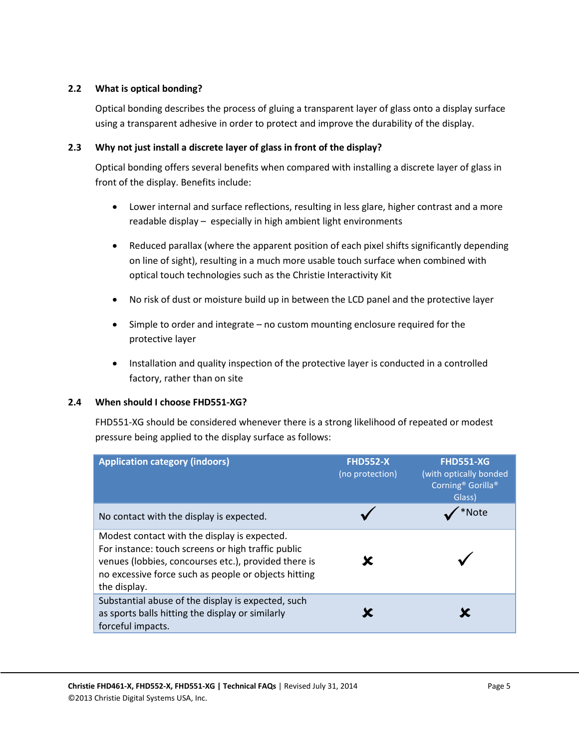### 2.2 What is optical bonding?

Optical bonding describes the process of gluing a transparent layer of glass onto a display surface using a transparent adhesive in order to protect and improve the durability of the display.

### 2.3 Why not just install a discrete layer of glass in front of the display?

Optical bonding offers several benefits when compared with installing a discrete layer of glass in front of the display. Benefits include:

- Lower internal and surface reflections, resulting in less glare, higher contrast and a more readable display – especially in high ambient light environments
- Reduced parallax (where the apparent position of each pixel shifts significantly depending on line of sight), resulting in a much more usable touch surface when combined with optical touch technologies such as the Christie Interactivity Kit
- No risk of dust or moisture build up in between the LCD panel and the protective layer
- Simple to order and integrate – no custom mounting enclosure required for the protective layer
- Installation and quality inspection of the protective layer is conducted in a controlled factory, rather than on site

### 2.4 When should I choose FHD551-XG?

FHD551-XG should be considered whenever there is a strong likelihood of repeated or modest pressure being applied to the display surface as follows:

| Application category (indoors) | FHD552-X (no protection) | FHD551-XG (with optically bonded Corning® Gorilla® Glass) |
| --- | --- | --- |
| No contact with the display is expected. | ✓ | ✓ *Note |
| Modest contact with the display is expected. For instance: touch screens or high traffic public venues (lobbies, concourses etc.), provided there is no excessive force such as people or objects hitting the display. | ✘ | ✓ |
| Substantial abuse of the display is expected, such as sports balls hitting the display or similarly forceful impacts. | ✘ | ✘ |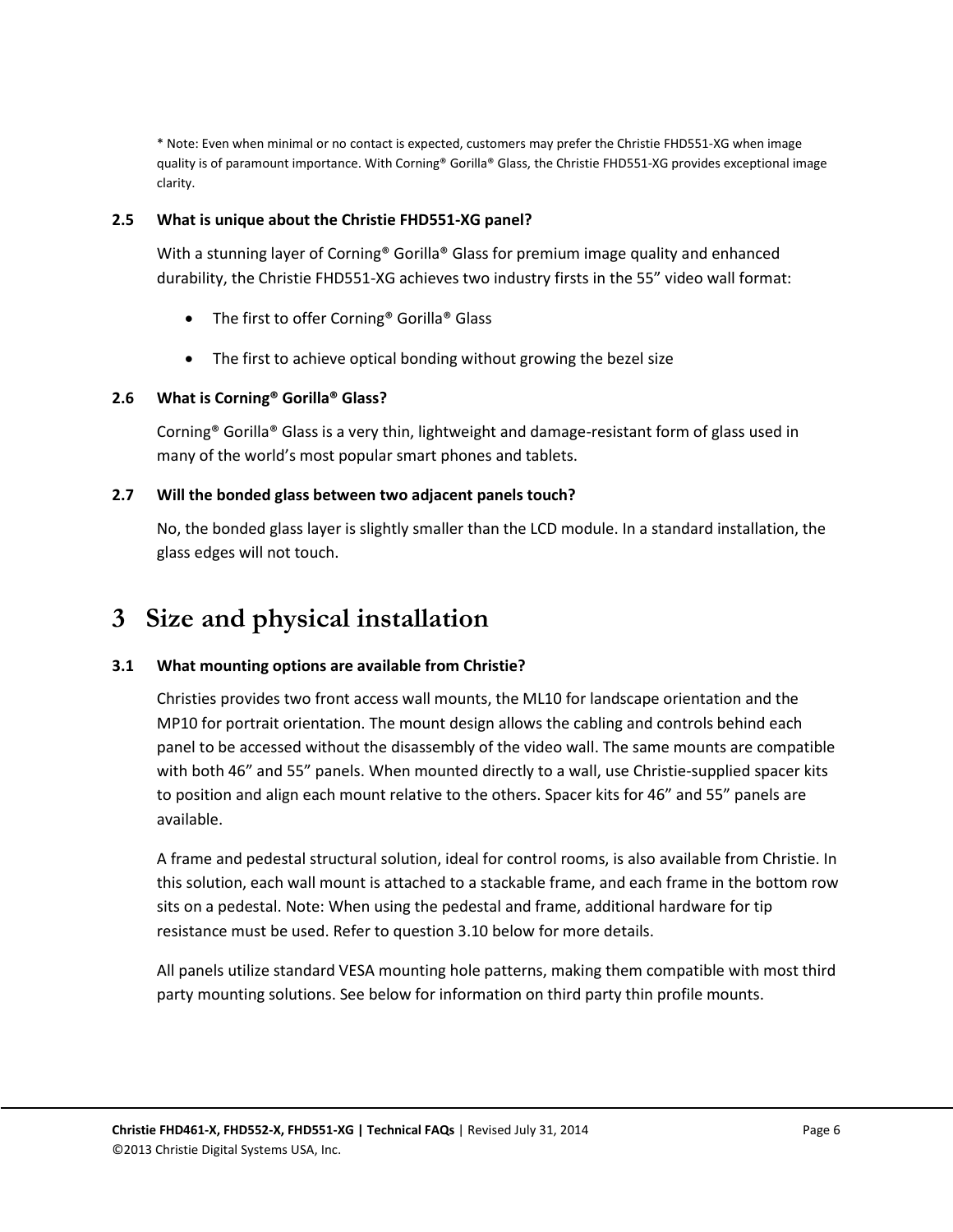* Note: Even when minimal or no contact is expected, customers may prefer the Christie FHD551-XG when image quality is of paramount importance. With Corning® Gorilla® Glass, the Christie FHD551-XG provides exceptional image clarity.

### 2.5 What is unique about the Christie FHD551-XG panel?

With a stunning layer of Corning® Gorilla® Glass for premium image quality and enhanced durability, the Christie FHD551-XG achieves two industry firsts in the 55" video wall format:

- The first to offer Corning® Gorilla® Glass
- The first to achieve optical bonding without growing the bezel size

### 2.6 What is Corning® Gorilla® Glass?

Corning® Gorilla® Glass is a very thin, lightweight and damage-resistant form of glass used in many of the world's most popular smart phones and tablets.

### 2.7 Will the bonded glass between two adjacent panels touch?

No, the bonded glass layer is slightly smaller than the LCD module. In a standard installation, the glass edges will not touch.

# 3 Size and physical installation

### 3.1 What mounting options are available from Christie?

Christies provides two front access wall mounts, the ML10 for landscape orientation and the MP10 for portrait orientation. The mount design allows the cabling and controls behind each panel to be accessed without the disassembly of the video wall. The same mounts are compatible with both 46" and 55" panels. When mounted directly to a wall, use Christie-supplied spacer kits to position and align each mount relative to the others. Spacer kits for 46" and 55" panels are available.

A frame and pedestal structural solution, ideal for control rooms, is also available from Christie. In this solution, each wall mount is attached to a stackable frame, and each frame in the bottom row sits on a pedestal. Note: When using the pedestal and frame, additional hardware for tip resistance must be used. Refer to question 3.10 below for more details.

All panels utilize standard VESA mounting hole patterns, making them compatible with most third party mounting solutions. See below for information on third party thin profile mounts.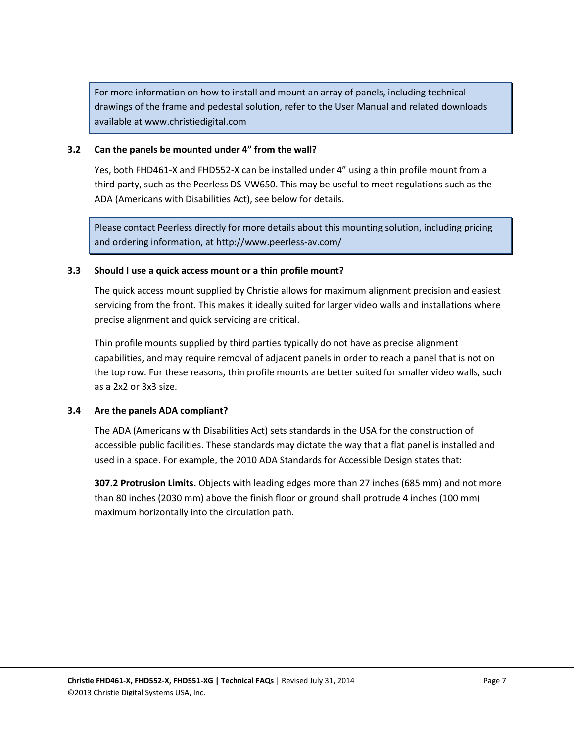> For more information on how to install and mount an array of panels, including technical drawings of the frame and pedestal solution, refer to the User Manual and related downloads available at www.christiedigital.com

### 3.2 Can the panels be mounted under 4” from the wall?

Yes, both FHD461-X and FHD552-X can be installed under 4” using a thin profile mount from a third party, such as the Peerless DS-VW650. This may be useful to meet regulations such as the ADA (Americans with Disabilities Act), see below for details.

> Please contact Peerless directly for more details about this mounting solution, including pricing and ordering information, at http://www.peerless-av.com/

### 3.3 Should I use a quick access mount or a thin profile mount?

The quick access mount supplied by Christie allows for maximum alignment precision and easiest servicing from the front. This makes it ideally suited for larger video walls and installations where precise alignment and quick servicing are critical.

Thin profile mounts supplied by third parties typically do not have as precise alignment capabilities, and may require removal of adjacent panels in order to reach a panel that is not on the top row. For these reasons, thin profile mounts are better suited for smaller video walls, such as a 2x2 or 3x3 size.

### 3.4 Are the panels ADA compliant?

The ADA (Americans with Disabilities Act) sets standards in the USA for the construction of accessible public facilities. These standards may dictate the way that a flat panel is installed and used in a space. For example, the 2010 ADA Standards for Accessible Design states that:

**307.2 Protrusion Limits.** Objects with leading edges more than 27 inches (685 mm) and not more than 80 inches (2030 mm) above the finish floor or ground shall protrude 4 inches (100 mm) maximum horizontally into the circulation path.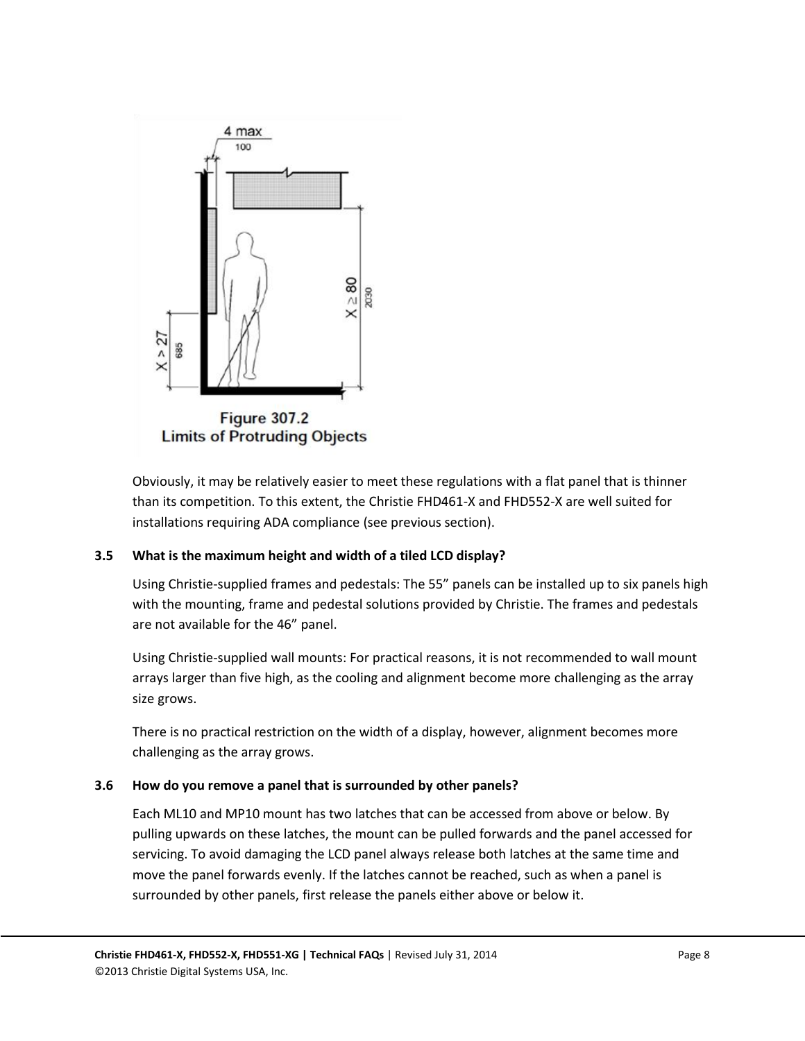Figure 307.2
Limits of Protruding Objects

Obviously, it may be relatively easier to meet these regulations with a flat panel that is thinner than its competition. To this extent, the Christie FHD461-X and FHD552-X are well suited for installations requiring ADA compliance (see previous section).

### 3.5 What is the maximum height and width of a tiled LCD display?

Using Christie-supplied frames and pedestals: The 55” panels can be installed up to six panels high with the mounting, frame and pedestal solutions provided by Christie. The frames and pedestals are not available for the 46” panel.

Using Christie-supplied wall mounts: For practical reasons, it is not recommended to wall mount arrays larger than five high, as the cooling and alignment become more challenging as the array size grows.

There is no practical restriction on the width of a display, however, alignment becomes more challenging as the array grows.

### 3.6 How do you remove a panel that is surrounded by other panels?

Each ML10 and MP10 mount has two latches that can be accessed from above or below. By pulling upwards on these latches, the mount can be pulled forwards and the panel accessed for servicing. To avoid damaging the LCD panel always release both latches at the same time and move the panel forwards evenly. If the latches cannot be reached, such as when a panel is surrounded by other panels, first release the panels either above or below it.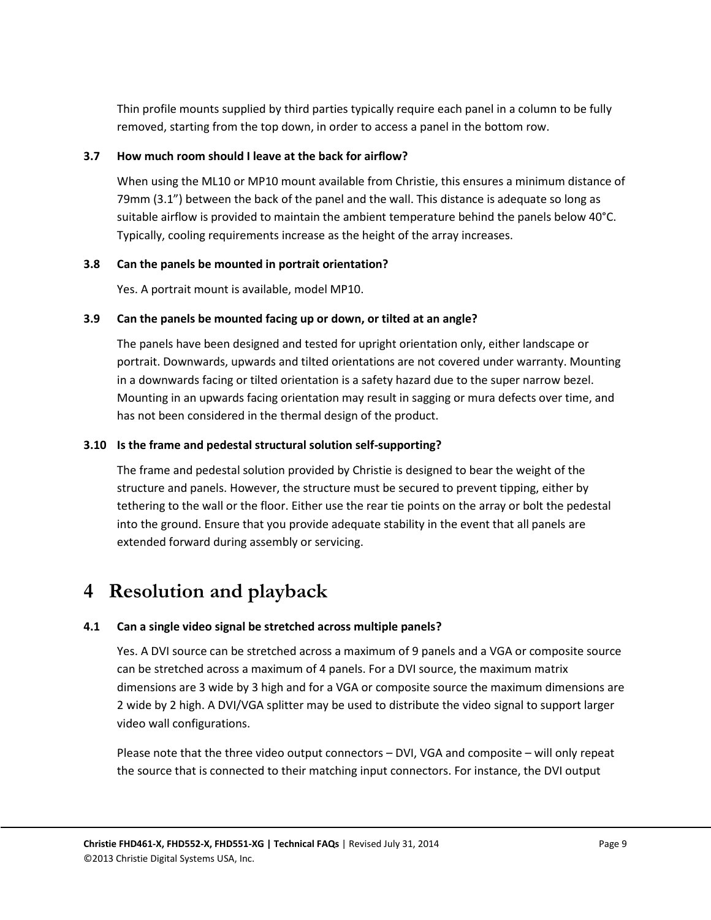Thin profile mounts supplied by third parties typically require each panel in a column to be fully removed, starting from the top down, in order to access a panel in the bottom row.

### 3.7 How much room should I leave at the back for airflow?

When using the ML10 or MP10 mount available from Christie, this ensures a minimum distance of 79mm (3.1”) between the back of the panel and the wall. This distance is adequate so long as suitable airflow is provided to maintain the ambient temperature behind the panels below 40°C. Typically, cooling requirements increase as the height of the array increases.

### 3.8 Can the panels be mounted in portrait orientation?

Yes. A portrait mount is available, model MP10.

### 3.9 Can the panels be mounted facing up or down, or tilted at an angle?

The panels have been designed and tested for upright orientation only, either landscape or portrait. Downwards, upwards and tilted orientations are not covered under warranty. Mounting in a downwards facing or tilted orientation is a safety hazard due to the super narrow bezel. Mounting in an upwards facing orientation may result in sagging or mura defects over time, and has not been considered in the thermal design of the product.

### 3.10 Is the frame and pedestal structural solution self-supporting?

The frame and pedestal solution provided by Christie is designed to bear the weight of the structure and panels. However, the structure must be secured to prevent tipping, either by tethering to the wall or the floor. Either use the rear tie points on the array or bolt the pedestal into the ground. Ensure that you provide adequate stability in the event that all panels are extended forward during assembly or servicing.

# 4 Resolution and playback

### 4.1 Can a single video signal be stretched across multiple panels?

Yes. A DVI source can be stretched across a maximum of 9 panels and a VGA or composite source can be stretched across a maximum of 4 panels. For a DVI source, the maximum matrix dimensions are 3 wide by 3 high and for a VGA or composite source the maximum dimensions are 2 wide by 2 high. A DVI/VGA splitter may be used to distribute the video signal to support larger video wall configurations.

Please note that the three video output connectors – DVI, VGA and composite – will only repeat the source that is connected to their matching input connectors. For instance, the DVI output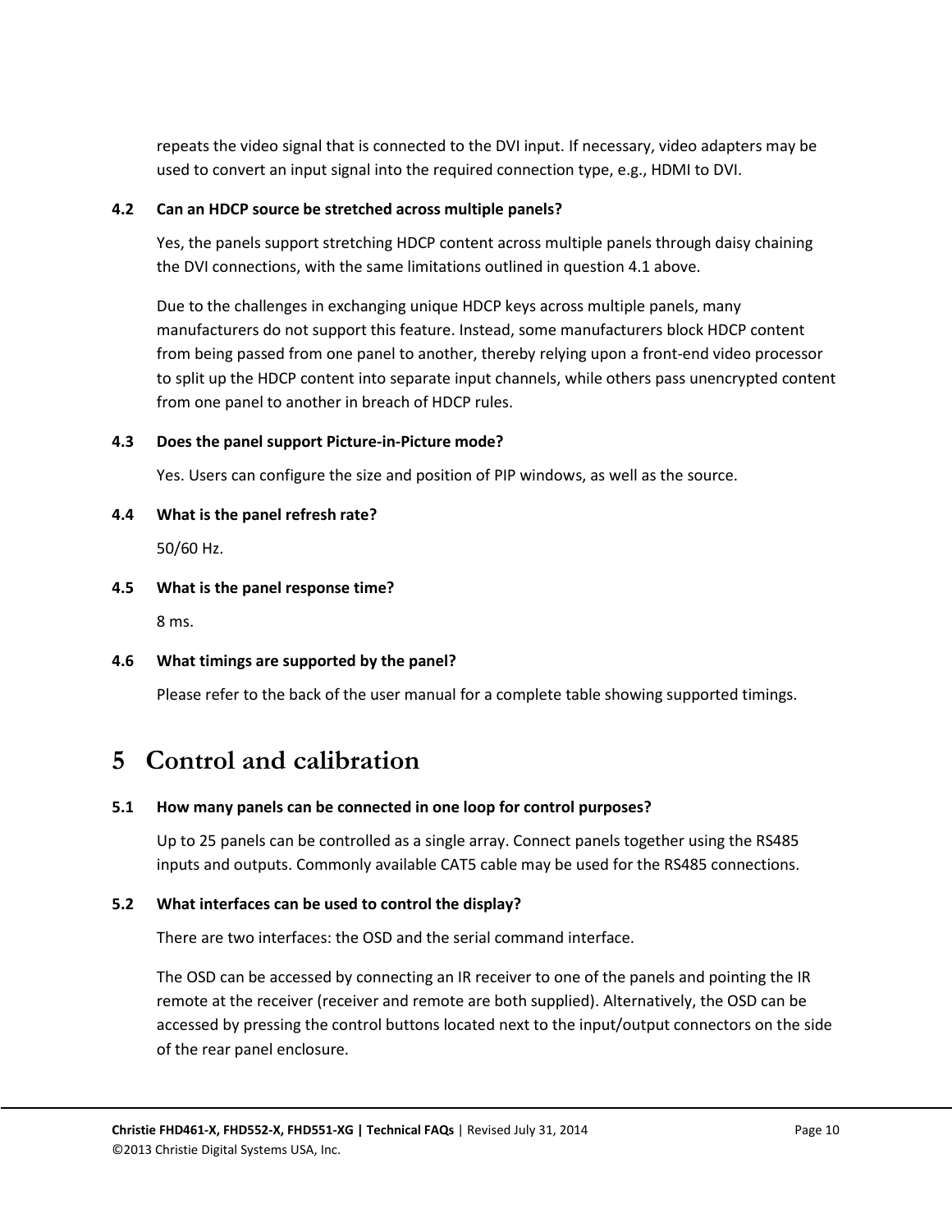repeats the video signal that is connected to the DVI input. If necessary, video adapters may be used to convert an input signal into the required connection type, e.g., HDMI to DVI.

### 4.2 Can an HDCP source be stretched across multiple panels?

Yes, the panels support stretching HDCP content across multiple panels through daisy chaining the DVI connections, with the same limitations outlined in question 4.1 above.

Due to the challenges in exchanging unique HDCP keys across multiple panels, many manufacturers do not support this feature. Instead, some manufacturers block HDCP content from being passed from one panel to another, thereby relying upon a front-end video processor to split up the HDCP content into separate input channels, while others pass unencrypted content from one panel to another in breach of HDCP rules.

### 4.3 Does the panel support Picture-in-Picture mode?

Yes. Users can configure the size and position of PIP windows, as well as the source.

### 4.4 What is the panel refresh rate?

50/60 Hz.

### 4.5 What is the panel response time?

8 ms.

### 4.6 What timings are supported by the panel?

Please refer to the back of the user manual for a complete table showing supported timings.

# 5 Control and calibration

### 5.1 How many panels can be connected in one loop for control purposes?

Up to 25 panels can be controlled as a single array. Connect panels together using the RS485 inputs and outputs. Commonly available CAT5 cable may be used for the RS485 connections.

### 5.2 What interfaces can be used to control the display?

There are two interfaces: the OSD and the serial command interface.

The OSD can be accessed by connecting an IR receiver to one of the panels and pointing the IR remote at the receiver (receiver and remote are both supplied). Alternatively, the OSD can be accessed by pressing the control buttons located next to the input/output connectors on the side of the rear panel enclosure.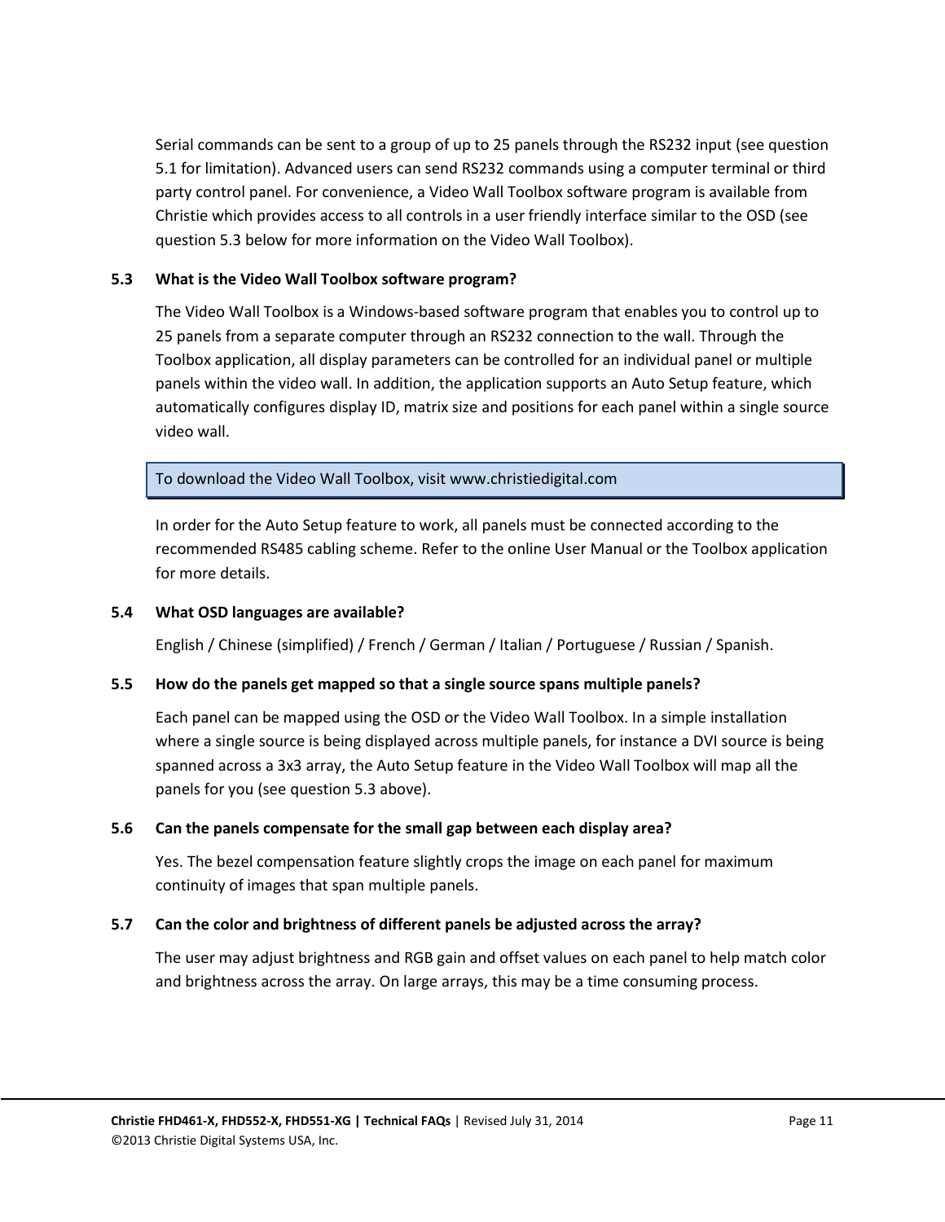Serial commands can be sent to a group of up to 25 panels through the RS232 input (see question 5.1 for limitation). Advanced users can send RS232 commands using a computer terminal or third party control panel. For convenience, a Video Wall Toolbox software program is available from Christie which provides access to all controls in a user friendly interface similar to the OSD (see question 5.3 below for more information on the Video Wall Toolbox).

### 5.3 What is the Video Wall Toolbox software program?

The Video Wall Toolbox is a Windows-based software program that enables you to control up to 25 panels from a separate computer through an RS232 connection to the wall. Through the Toolbox application, all display parameters can be controlled for an individual panel or multiple panels within the video wall. In addition, the application supports an Auto Setup feature, which automatically configures display ID, matrix size and positions for each panel within a single source video wall.

> To download the Video Wall Toolbox, visit www.christiedigital.com

In order for the Auto Setup feature to work, all panels must be connected according to the recommended RS485 cabling scheme. Refer to the online User Manual or the Toolbox application for more details.

### 5.4 What OSD languages are available?

English / Chinese (simplified) / French / German / Italian / Portuguese / Russian / Spanish.

### 5.5 How do the panels get mapped so that a single source spans multiple panels?

Each panel can be mapped using the OSD or the Video Wall Toolbox. In a simple installation where a single source is being displayed across multiple panels, for instance a DVI source is being spanned across a 3x3 array, the Auto Setup feature in the Video Wall Toolbox will map all the panels for you (see question 5.3 above).

### 5.6 Can the panels compensate for the small gap between each display area?

Yes. The bezel compensation feature slightly crops the image on each panel for maximum continuity of images that span multiple panels.

### 5.7 Can the color and brightness of different panels be adjusted across the array?

The user may adjust brightness and RGB gain and offset values on each panel to help match color and brightness across the array. On large arrays, this may be a time consuming process.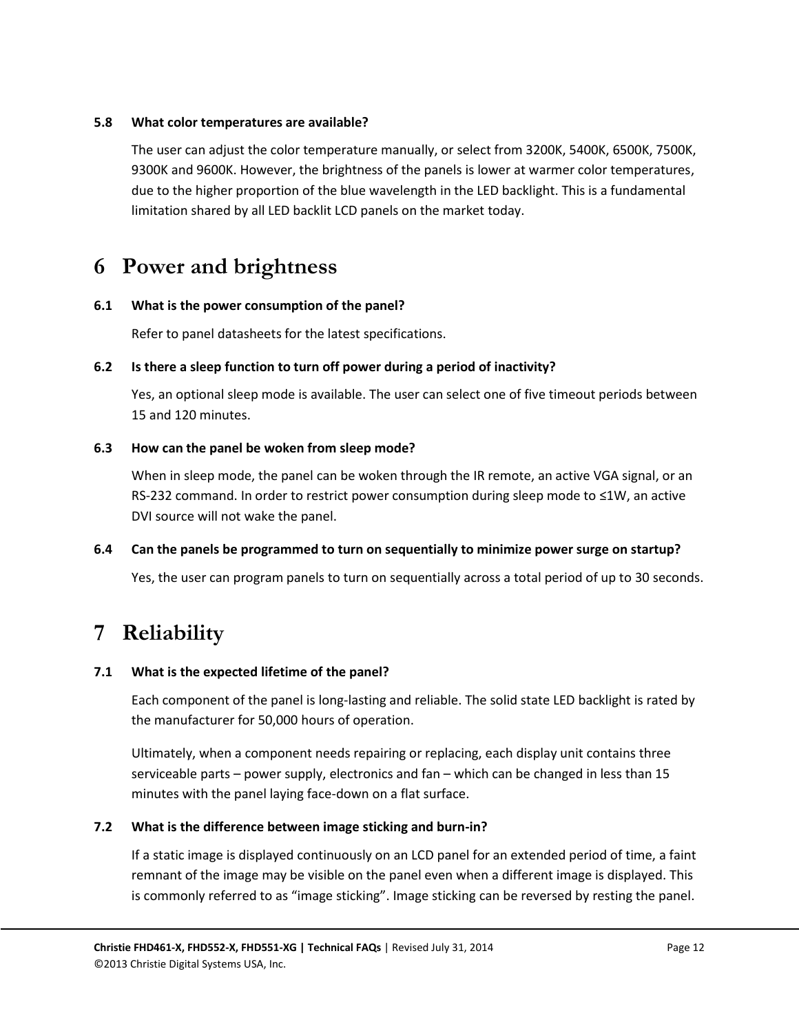### 5.8 What color temperatures are available?

The user can adjust the color temperature manually, or select from 3200K, 5400K, 6500K, 7500K, 9300K and 9600K. However, the brightness of the panels is lower at warmer color temperatures, due to the higher proportion of the blue wavelength in the LED backlight. This is a fundamental limitation shared by all LED backlit LCD panels on the market today.

# 6 Power and brightness

### 6.1 What is the power consumption of the panel?

Refer to panel datasheets for the latest specifications.

### 6.2 Is there a sleep function to turn off power during a period of inactivity?

Yes, an optional sleep mode is available. The user can select one of five timeout periods between 15 and 120 minutes.

### 6.3 How can the panel be woken from sleep mode?

When in sleep mode, the panel can be woken through the IR remote, an active VGA signal, or an RS-232 command. In order to restrict power consumption during sleep mode to ≤1W, an active DVI source will not wake the panel.

### 6.4 Can the panels be programmed to turn on sequentially to minimize power surge on startup?

Yes, the user can program panels to turn on sequentially across a total period of up to 30 seconds.

# 7 Reliability

### 7.1 What is the expected lifetime of the panel?

Each component of the panel is long-lasting and reliable. The solid state LED backlight is rated by the manufacturer for 50,000 hours of operation.

Ultimately, when a component needs repairing or replacing, each display unit contains three serviceable parts – power supply, electronics and fan – which can be changed in less than 15 minutes with the panel laying face-down on a flat surface.

### 7.2 What is the difference between image sticking and burn-in?

If a static image is displayed continuously on an LCD panel for an extended period of time, a faint remnant of the image may be visible on the panel even when a different image is displayed. This is commonly referred to as “image sticking”. Image sticking can be reversed by resting the panel.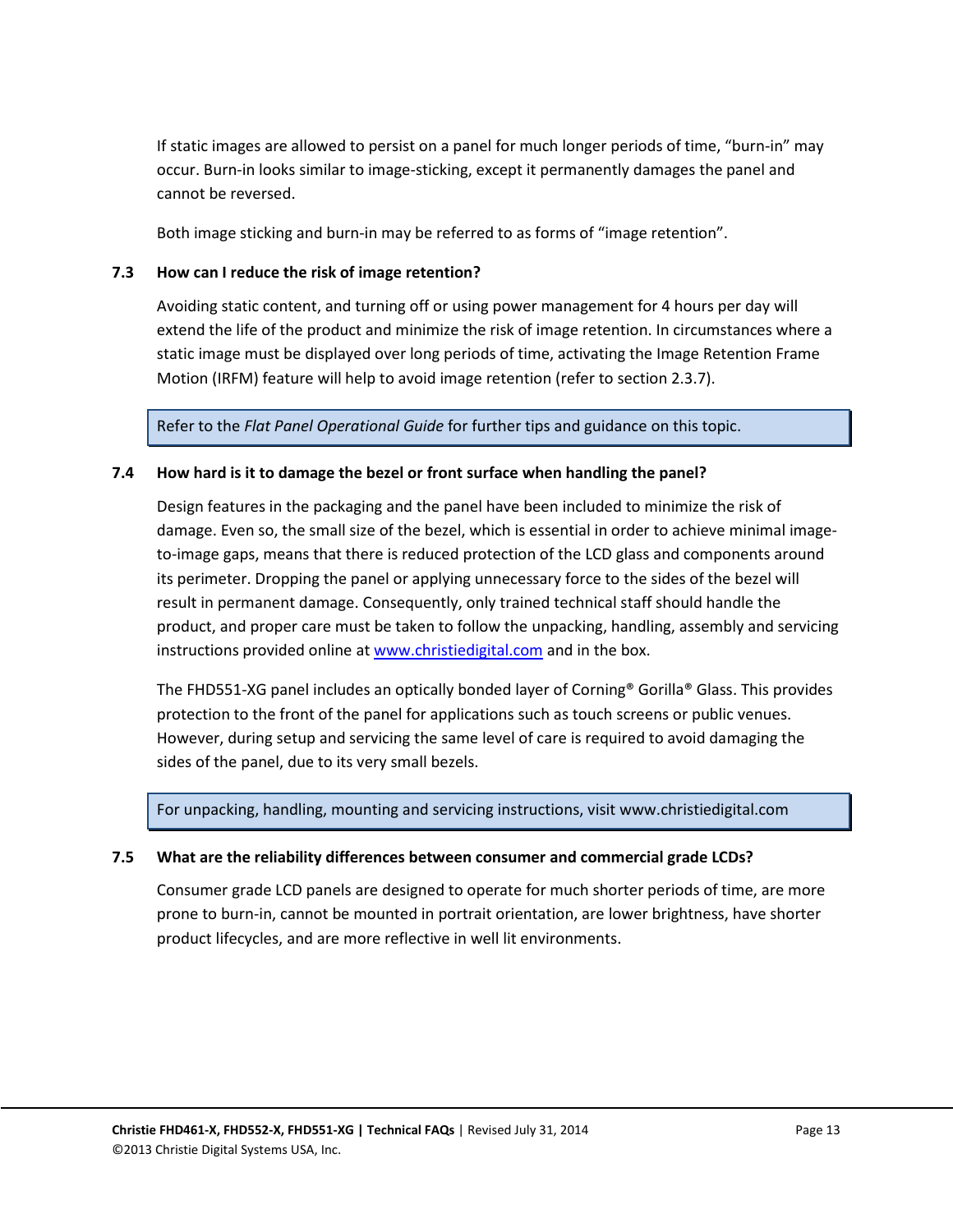If static images are allowed to persist on a panel for much longer periods of time, “burn-in” may occur. Burn-in looks similar to image-sticking, except it permanently damages the panel and cannot be reversed.

Both image sticking and burn-in may be referred to as forms of “image retention”.

### 7.3 How can I reduce the risk of image retention?

Avoiding static content, and turning off or using power management for 4 hours per day will extend the life of the product and minimize the risk of image retention. In circumstances where a static image must be displayed over long periods of time, activating the Image Retention Frame Motion (IRFM) feature will help to avoid image retention (refer to section 2.3.7).

> Refer to the *Flat Panel Operational Guide* for further tips and guidance on this topic.

### 7.4 How hard is it to damage the bezel or front surface when handling the panel?

Design features in the packaging and the panel have been included to minimize the risk of damage. Even so, the small size of the bezel, which is essential in order to achieve minimal image-to-image gaps, means that there is reduced protection of the LCD glass and components around its perimeter. Dropping the panel or applying unnecessary force to the sides of the bezel will result in permanent damage. Consequently, only trained technical staff should handle the product, and proper care must be taken to follow the unpacking, handling, assembly and servicing instructions provided online at www.christiedigital.com and in the box.

The FHD551-XG panel includes an optically bonded layer of Corning® Gorilla® Glass. This provides protection to the front of the panel for applications such as touch screens or public venues. However, during setup and servicing the same level of care is required to avoid damaging the sides of the panel, due to its very small bezels.

> For unpacking, handling, mounting and servicing instructions, visit www.christiedigital.com

### 7.5 What are the reliability differences between consumer and commercial grade LCDs?

Consumer grade LCD panels are designed to operate for much shorter periods of time, are more prone to burn-in, cannot be mounted in portrait orientation, are lower brightness, have shorter product lifecycles, and are more reflective in well lit environments.